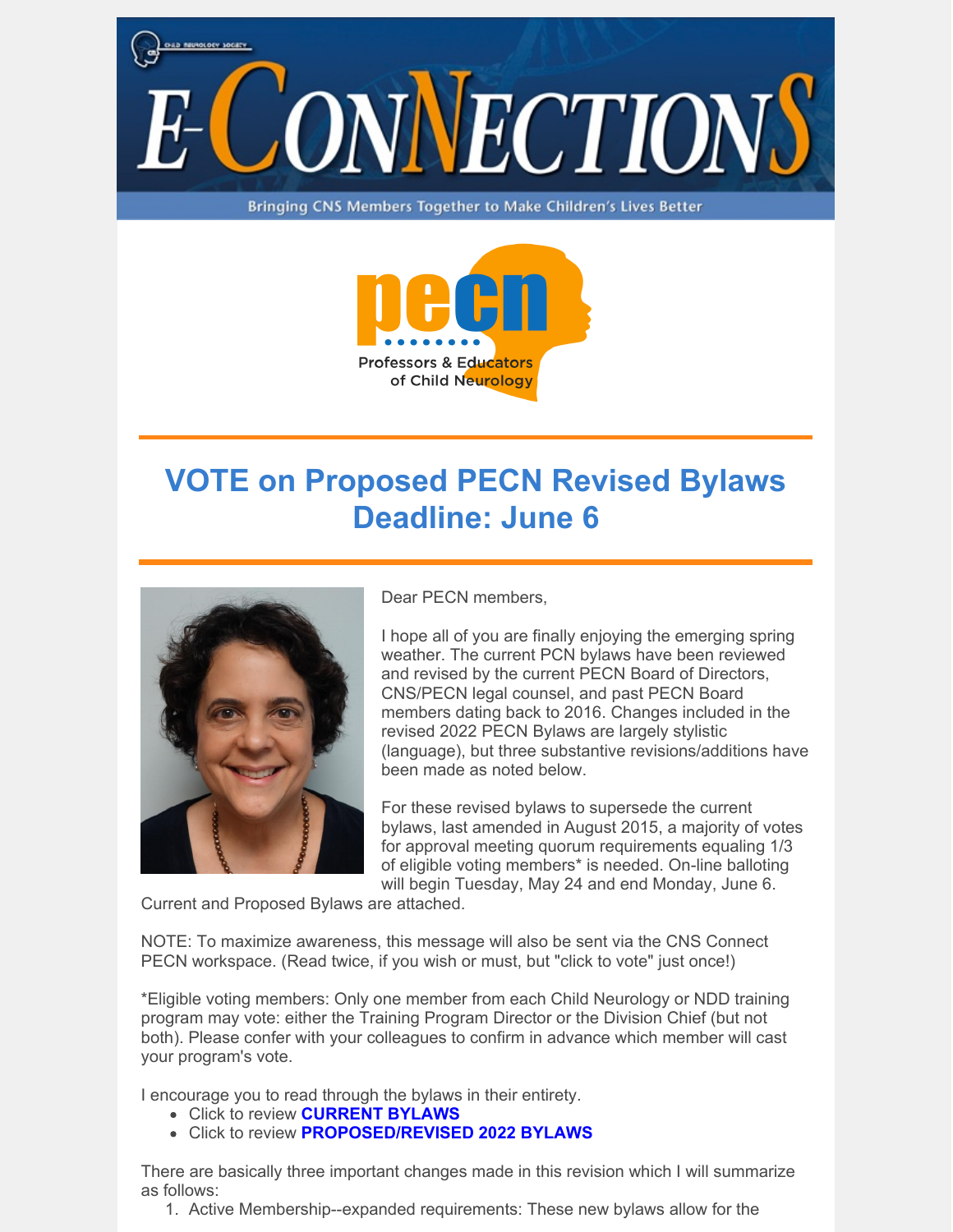# E-CONNECTIONS

Bringing CNS Members Together to Make Children's Lives Better

Professors & Educators of Child Neurology

## VOTE on Proposed PECN Revised Bylaws Deadline: June 6

Dear PECN members,

I hope all of you are finally enjoying the emerging spring weather. The current PCN bylaws have been reviewed and revised by the current PECN Board of Directors, CNS/PECN legal counsel, and past PECN Board members dating back to 2016. Changes included in the revised 2022 PECN Bylaws are largely stylistic (language), but three substantive revisions/additions have been made as noted below.

For these revised bylaws to supersede the current bylaws, last amended in August 2015, a majority of votes for approval meeting quorum requirements equaling 1/3 of eligible voting members* is needed. On-line balloting will begin Tuesday, May 24 and end Monday, June 6. Current and Proposed Bylaws are attached.

NOTE: To maximize awareness, this message will also be sent via the CNS Connect PECN workspace. (Read twice, if you wish or must, but "click to vote" just once!)

*Eligible voting members: Only one member from each Child Neurology or NDD training program may vote: either the Training Program Director or the Division Chief (but not both). Please confer with your colleagues to confirm in advance which member will cast your program's vote.

I encourage you to read through the bylaws in their entirety.

- Click to review **CURRENT BYLAWS**
- Click to review **PROPOSED/REVISED 2022 BYLAWS**

There are basically three important changes made in this revision which I will summarize as follows:

1. Active Membership--expanded requirements: These new bylaws allow for the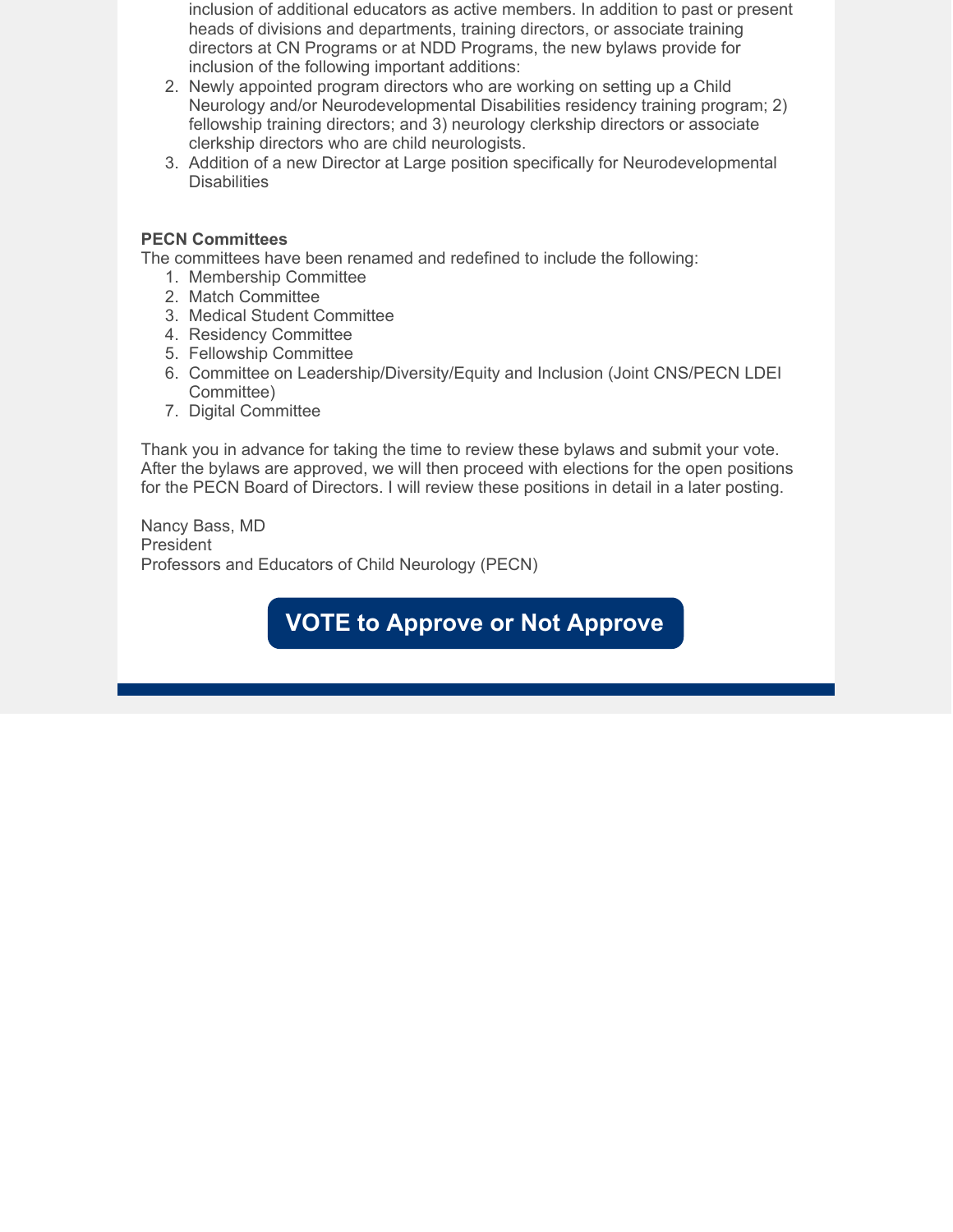inclusion of additional educators as active members. In addition to past or present heads of divisions and departments, training directors, or associate training directors at CN Programs or at NDD Programs, the new bylaws provide for inclusion of the following important additions:

2. Newly appointed program directors who are working on setting up a Child Neurology and/or Neurodevelopmental Disabilities residency training program; 2) fellowship training directors; and 3) neurology clerkship directors or associate clerkship directors who are child neurologists.
3. Addition of a new Director at Large position specifically for Neurodevelopmental Disabilities

**PECN Committees**

The committees have been renamed and redefined to include the following:

1. Membership Committee
2. Match Committee
3. Medical Student Committee
4. Residency Committee
5. Fellowship Committee
6. Committee on Leadership/Diversity/Equity and Inclusion (Joint CNS/PECN LDEI Committee)
7. Digital Committee

Thank you in advance for taking the time to review these bylaws and submit your vote. After the bylaws are approved, we will then proceed with elections for the open positions for the PECN Board of Directors. I will review these positions in detail in a later posting.

Nancy Bass, MD
President
Professors and Educators of Child Neurology (PECN)

**VOTE to Approve or Not Approve**